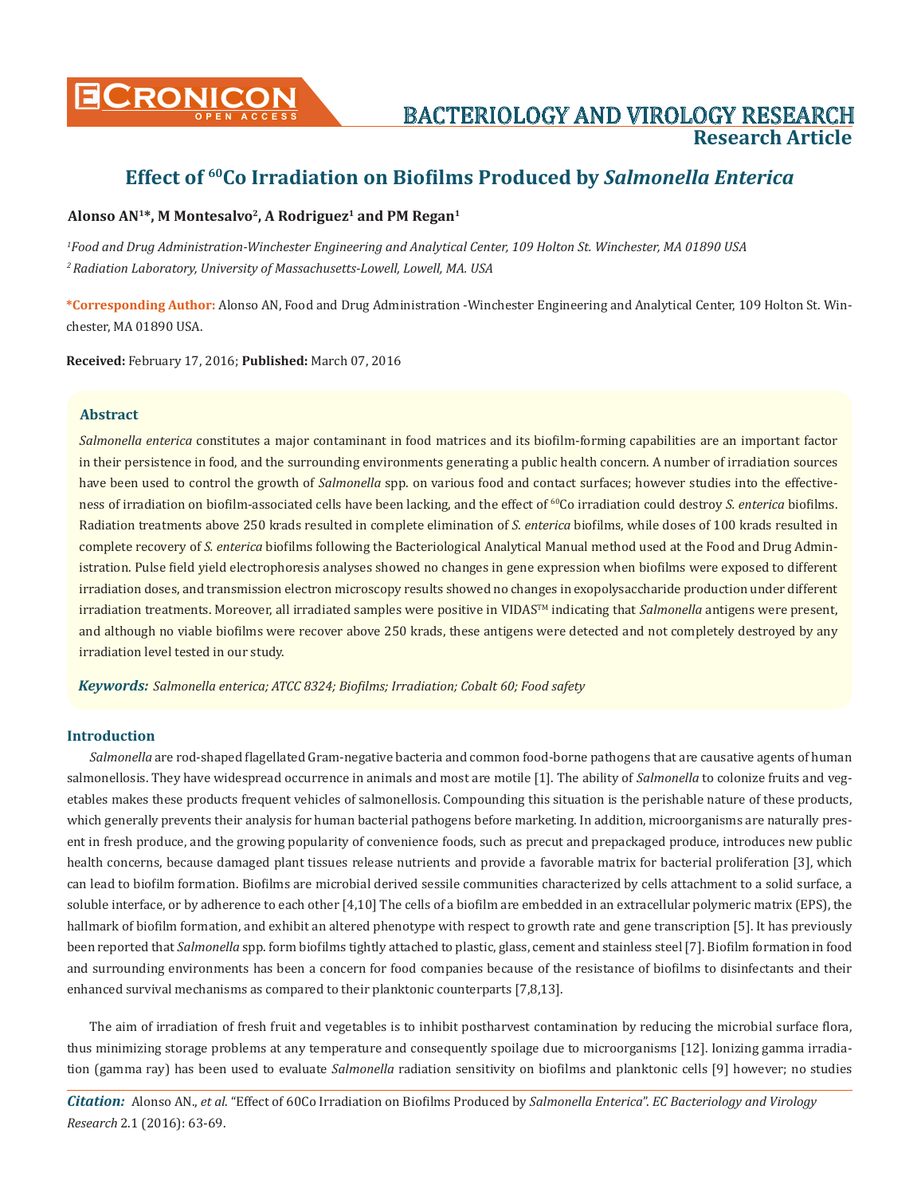# Effect of $^{60}$Co Irradiation on Biofilms Produced by *Salmonella Enterica*

**Alonso AN[1]*, M Montesalvo[2], A Rodriguez[1] and PM Regan[1]**

*[1]Food and Drug Administration-Winchester Engineering and Analytical Center, 109 Holton St. Winchester, MA 01890 USA*

*[2] Radiation Laboratory, University of Massachusetts-Lowell, Lowell, MA. USA*

**\*Corresponding Author:** Alonso AN, Food and Drug Administration -Winchester Engineering and Analytical Center, 109 Holton St. Winchester, MA 01890 USA.

**Received:** February 17, 2016; **Published:** March 07, 2016

## Abstract

*Salmonella enterica* constitutes a major contaminant in food matrices and its biofilm-forming capabilities are an important factor in their persistence in food, and the surrounding environments generating a public health concern. A number of irradiation sources have been used to control the growth of *Salmonella* spp. on various food and contact surfaces; however studies into the effectiveness of irradiation on biofilm-associated cells have been lacking, and the effect of $^{60}$Co irradiation could destroy *S. enterica* biofilms. Radiation treatments above 250 krads resulted in complete elimination of *S. enterica* biofilms, while doses of 100 krads resulted in complete recovery of *S. enterica* biofilms following the Bacteriological Analytical Manual method used at the Food and Drug Administration. Pulse field yield electrophoresis analyses showed no changes in gene expression when biofilms were exposed to different irradiation doses, and transmission electron microscopy results showed no changes in exopolysaccharide production under different irradiation treatments. Moreover, all irradiated samples were positive in VIDAS™ indicating that *Salmonella* antigens were present, and although no viable biofilms were recover above 250 krads, these antigens were detected and not completely destroyed by any irradiation level tested in our study.

***Keywords:*** *Salmonella enterica; ATCC 8324; Biofilms; Irradiation; Cobalt 60; Food safety*

## Introduction

*Salmonella* are rod-shaped flagellated Gram-negative bacteria and common food-borne pathogens that are causative agents of human salmonellosis. They have widespread occurrence in animals and most are motile [1]. The ability of *Salmonella* to colonize fruits and vegetables makes these products frequent vehicles of salmonellosis. Compounding this situation is the perishable nature of these products, which generally prevents their analysis for human bacterial pathogens before marketing. In addition, microorganisms are naturally present in fresh produce, and the growing popularity of convenience foods, such as precut and prepackaged produce, introduces new public health concerns, because damaged plant tissues release nutrients and provide a favorable matrix for bacterial proliferation [3], which can lead to biofilm formation. Biofilms are microbial derived sessile communities characterized by cells attachment to a solid surface, a soluble interface, or by adherence to each other [4,10] The cells of a biofilm are embedded in an extracellular polymeric matrix (EPS), the hallmark of biofilm formation, and exhibit an altered phenotype with respect to growth rate and gene transcription [5]. It has previously been reported that *Salmonella* spp. form biofilms tightly attached to plastic, glass, cement and stainless steel [7]. Biofilm formation in food and surrounding environments has been a concern for food companies because of the resistance of biofilms to disinfectants and their enhanced survival mechanisms as compared to their planktonic counterparts [7,8,13].

The aim of irradiation of fresh fruit and vegetables is to inhibit postharvest contamination by reducing the microbial surface flora, thus minimizing storage problems at any temperature and consequently spoilage due to microorganisms [12]. Ionizing gamma irradiation (gamma ray) has been used to evaluate *Salmonella* radiation sensitivity on biofilms and planktonic cells [9] however; no studies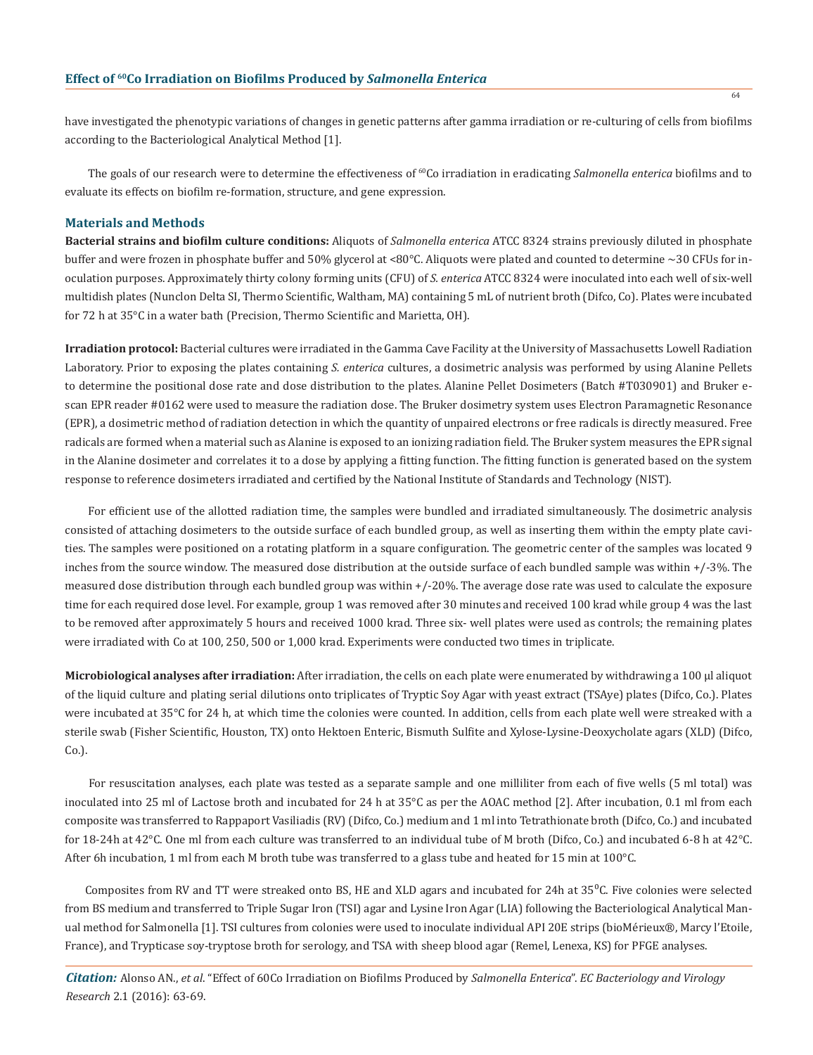have investigated the phenotypic variations of changes in genetic patterns after gamma irradiation or re-culturing of cells from biofilms according to the Bacteriological Analytical Method [1].

The goals of our research were to determine the effectiveness of $^{60}$Co irradiation in eradicating *Salmonella enterica* biofilms and to evaluate its effects on biofilm re-formation, structure, and gene expression.

## Materials and Methods

**Bacterial strains and biofilm culture conditions:** Aliquots of *Salmonella enterica* ATCC 8324 strains previously diluted in phosphate buffer and were frozen in phosphate buffer and 50% glycerol at <80°C. Aliquots were plated and counted to determine ~30 CFUs for inoculation purposes. Approximately thirty colony forming units (CFU) of *S. enterica* ATCC 8324 were inoculated into each well of six-well multidish plates (Nunclon Delta SI, Thermo Scientific, Waltham, MA) containing 5 mL of nutrient broth (Difco, Co). Plates were incubated for 72 h at 35°C in a water bath (Precision, Thermo Scientific and Marietta, OH).

**Irradiation protocol:** Bacterial cultures were irradiated in the Gamma Cave Facility at the University of Massachusetts Lowell Radiation Laboratory. Prior to exposing the plates containing *S. enterica* cultures, a dosimetric analysis was performed by using Alanine Pellets to determine the positional dose rate and dose distribution to the plates. Alanine Pellet Dosimeters (Batch #T030901) and Bruker e-scan EPR reader #0162 were used to measure the radiation dose. The Bruker dosimetry system uses Electron Paramagnetic Resonance (EPR), a dosimetric method of radiation detection in which the quantity of unpaired electrons or free radicals is directly measured. Free radicals are formed when a material such as Alanine is exposed to an ionizing radiation field. The Bruker system measures the EPR signal in the Alanine dosimeter and correlates it to a dose by applying a fitting function. The fitting function is generated based on the system response to reference dosimeters irradiated and certified by the National Institute of Standards and Technology (NIST).

For efficient use of the allotted radiation time, the samples were bundled and irradiated simultaneously. The dosimetric analysis consisted of attaching dosimeters to the outside surface of each bundled group, as well as inserting them within the empty plate cavities. The samples were positioned on a rotating platform in a square configuration. The geometric center of the samples was located 9 inches from the source window. The measured dose distribution at the outside surface of each bundled sample was within +/-3%. The measured dose distribution through each bundled group was within +/-20%. The average dose rate was used to calculate the exposure time for each required dose level. For example, group 1 was removed after 30 minutes and received 100 krad while group 4 was the last to be removed after approximately 5 hours and received 1000 krad. Three six- well plates were used as controls; the remaining plates were irradiated with Co at 100, 250, 500 or 1,000 krad. Experiments were conducted two times in triplicate.

**Microbiological analyses after irradiation:** After irradiation, the cells on each plate were enumerated by withdrawing a 100 µl aliquot of the liquid culture and plating serial dilutions onto triplicates of Tryptic Soy Agar with yeast extract (TSAye) plates (Difco, Co.). Plates were incubated at 35°C for 24 h, at which time the colonies were counted. In addition, cells from each plate well were streaked with a sterile swab (Fisher Scientific, Houston, TX) onto Hektoen Enteric, Bismuth Sulfite and Xylose-Lysine-Deoxycholate agars (XLD) (Difco, Co.).

For resuscitation analyses, each plate was tested as a separate sample and one milliliter from each of five wells (5 ml total) was inoculated into 25 ml of Lactose broth and incubated for 24 h at 35°C as per the AOAC method [2]. After incubation, 0.1 ml from each composite was transferred to Rappaport Vasiliadis (RV) (Difco, Co.) medium and 1 ml into Tetrathionate broth (Difco, Co.) and incubated for 18-24h at 42°C. One ml from each culture was transferred to an individual tube of M broth (Difco, Co.) and incubated 6-8 h at 42°C. After 6h incubation, 1 ml from each M broth tube was transferred to a glass tube and heated for 15 min at 100°C.

Composites from RV and TT were streaked onto BS, HE and XLD agars and incubated for 24h at 35°C. Five colonies were selected from BS medium and transferred to Triple Sugar Iron (TSI) agar and Lysine Iron Agar (LIA) following the Bacteriological Analytical Manual method for Salmonella [1]. TSI cultures from colonies were used to inoculate individual API 20E strips (bioMérieux®, Marcy l'Etoile, France), and Trypticase soy-tryptose broth for serology, and TSA with sheep blood agar (Remel, Lenexa, KS) for PFGE analyses.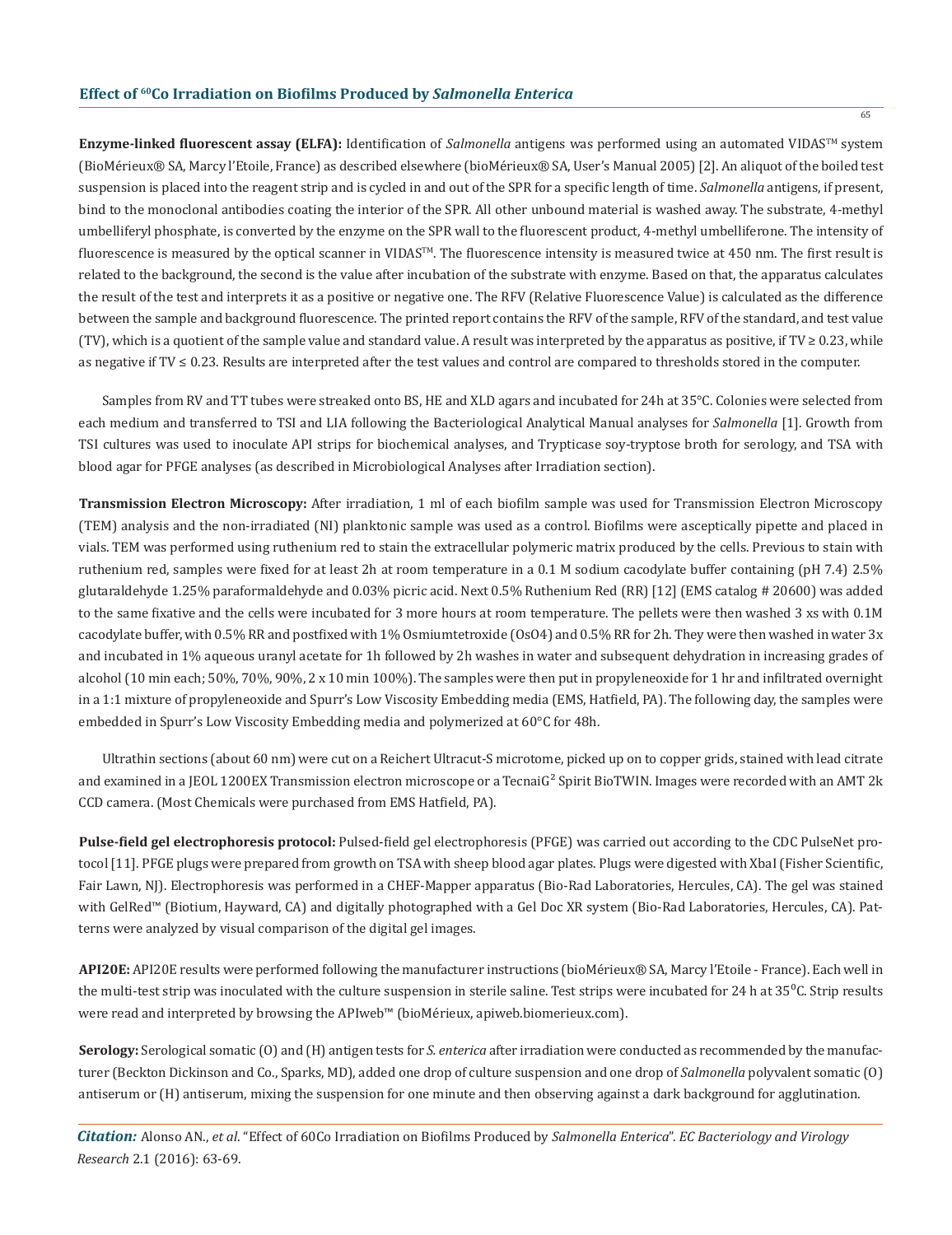**Enzyme-linked fluorescent assay (ELFA):** Identification of *Salmonella* antigens was performed using an automated VIDAS™ system (BioMérieux® SA, Marcy l'Etoile, France) as described elsewhere (bioMérieux® SA, User's Manual 2005) [2]. An aliquot of the boiled test suspension is placed into the reagent strip and is cycled in and out of the SPR for a specific length of time. *Salmonella* antigens, if present, bind to the monoclonal antibodies coating the interior of the SPR. All other unbound material is washed away. The substrate, 4-methyl umbelliferyl phosphate, is converted by the enzyme on the SPR wall to the fluorescent product, 4-methyl umbelliferone. The intensity of fluorescence is measured by the optical scanner in VIDAS™. The fluorescence intensity is measured twice at 450 nm. The first result is related to the background, the second is the value after incubation of the substrate with enzyme. Based on that, the apparatus calculates the result of the test and interprets it as a positive or negative one. The RFV (Relative Fluorescence Value) is calculated as the difference between the sample and background fluorescence. The printed report contains the RFV of the sample, RFV of the standard, and test value (TV), which is a quotient of the sample value and standard value. A result was interpreted by the apparatus as positive, if TV ≥ 0.23, while as negative if TV ≤ 0.23. Results are interpreted after the test values and control are compared to thresholds stored in the computer.

Samples from RV and TT tubes were streaked onto BS, HE and XLD agars and incubated for 24h at 35°C. Colonies were selected from each medium and transferred to TSI and LIA following the Bacteriological Analytical Manual analyses for *Salmonella* [1]. Growth from TSI cultures was used to inoculate API strips for biochemical analyses, and Trypticase soy-tryptose broth for serology, and TSA with blood agar for PFGE analyses (as described in Microbiological Analyses after Irradiation section).

**Transmission Electron Microscopy:** After irradiation, 1 ml of each biofilm sample was used for Transmission Electron Microscopy (TEM) analysis and the non-irradiated (NI) planktonic sample was used as a control. Biofilms were asceptically pipette and placed in vials. TEM was performed using ruthenium red to stain the extracellular polymeric matrix produced by the cells. Previous to stain with ruthenium red, samples were fixed for at least 2h at room temperature in a 0.1 M sodium cacodylate buffer containing (pH 7.4) 2.5% glutaraldehyde 1.25% paraformaldehyde and 0.03% picric acid. Next 0.5% Ruthenium Red (RR) [12] (EMS catalog # 20600) was added to the same fixative and the cells were incubated for 3 more hours at room temperature. The pellets were then washed 3 xs with 0.1M cacodylate buffer, with 0.5% RR and postfixed with 1% Osmiumtetroxide ($OsO_4$) and 0.5% RR for 2h. They were then washed in water 3x and incubated in 1% aqueous uranyl acetate for 1h followed by 2h washes in water and subsequent dehydration in increasing grades of alcohol (10 min each; 50%, 70%, 90%, 2 x 10 min 100%). The samples were then put in propyleneoxide for 1 hr and infiltrated overnight in a 1:1 mixture of propyleneoxide and Spurr's Low Viscosity Embedding media (EMS, Hatfield, PA). The following day, the samples were embedded in Spurr's Low Viscosity Embedding media and polymerized at 60°C for 48h.

Ultrathin sections (about 60 nm) were cut on a Reichert Ultracut-S microtome, picked up on to copper grids, stained with lead citrate and examined in a JEOL 1200EX Transmission electron microscope or a TecnaiG$^2$ Spirit BioTWIN. Images were recorded with an AMT 2k CCD camera. (Most Chemicals were purchased from EMS Hatfield, PA).

**Pulse-field gel electrophoresis protocol:** Pulsed-field gel electrophoresis (PFGE) was carried out according to the CDC PulseNet protocol [11]. PFGE plugs were prepared from growth on TSA with sheep blood agar plates. Plugs were digested with XbaI (Fisher Scientific, Fair Lawn, NJ). Electrophoresis was performed in a CHEF-Mapper apparatus (Bio-Rad Laboratories, Hercules, CA). The gel was stained with GelRed™ (Biotium, Hayward, CA) and digitally photographed with a Gel Doc XR system (Bio-Rad Laboratories, Hercules, CA). Patterns were analyzed by visual comparison of the digital gel images.

**API20E:** API20E results were performed following the manufacturer instructions (bioMérieux® SA, Marcy l'Etoile - France). Each well in the multi-test strip was inoculated with the culture suspension in sterile saline. Test strips were incubated for 24 h at 35°C. Strip results were read and interpreted by browsing the APIweb™ (bioMérieux, apiweb.biomerieux.com).

**Serology:** Serological somatic (O) and (H) antigen tests for *S. enterica* after irradiation were conducted as recommended by the manufacturer (Beckton Dickinson and Co., Sparks, MD), added one drop of culture suspension and one drop of *Salmonella* polyvalent somatic (O) antiserum or (H) antiserum, mixing the suspension for one minute and then observing against a dark background for agglutination.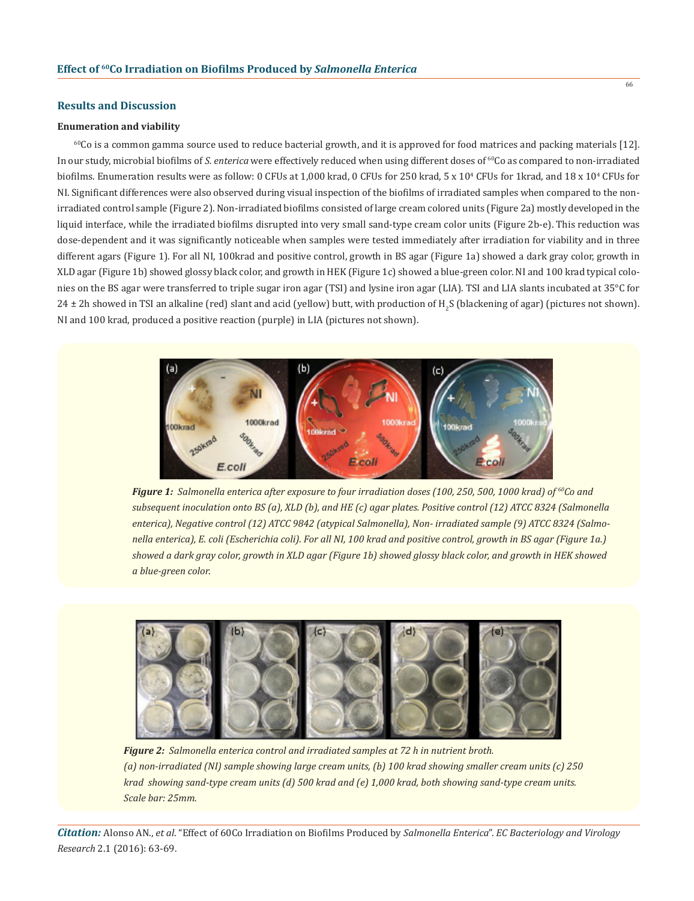## Results and Discussion

### Enumeration and viability

$^{60}$Co is a common gamma source used to reduce bacterial growth, and it is approved for food matrices and packing materials [12]. In our study, microbial biofilms of *S. enterica* were effectively reduced when using different doses of $^{60}$Co as compared to non-irradiated biofilms. Enumeration results were as follow: 0 CFUs at 1,000 krad, 0 CFUs for 250 krad, 5 x $10^4$ CFUs for 1krad, and 18 x $10^4$ CFUs for NI. Significant differences were also observed during visual inspection of the biofilms of irradiated samples when compared to the non-irradiated control sample (Figure 2). Non-irradiated biofilms consisted of large cream colored units (Figure 2a) mostly developed in the liquid interface, while the irradiated biofilms disrupted into very small sand-type cream color units (Figure 2b-e). This reduction was dose-dependent and it was significantly noticeable when samples were tested immediately after irradiation for viability and in three different agars (Figure 1). For all NI, 100krad and positive control, growth in BS agar (Figure 1a) showed a dark gray color, growth in XLD agar (Figure 1b) showed glossy black color, and growth in HEK (Figure 1c) showed a blue-green color. NI and 100 krad typical colonies on the BS agar were transferred to triple sugar iron agar (TSI) and lysine iron agar (LIA). TSI and LIA slants incubated at 35°C for 24 ± 2h showed in TSI an alkaline (red) slant and acid (yellow) butt, with production of $H_2S$ (blackening of agar) (pictures not shown). NI and 100 krad, produced a positive reaction (purple) in LIA (pictures not shown).

***Figure 1:*** *Salmonella enterica after exposure to four irradiation doses (100, 250, 500, 1000 krad) of $^{60}$Co and subsequent inoculation onto BS (a), XLD (b), and HE (c) agar plates. Positive control (12) ATCC 8324 (Salmonella enterica), Negative control (12) ATCC 9842 (atypical Salmonella), Non- irradiated sample (9) ATCC 8324 (Salmonella enterica), E. coli (Escherichia coli). For all NI, 100 krad and positive control, growth in BS agar (Figure 1a.) showed a dark gray color, growth in XLD agar (Figure 1b) showed glossy black color, and growth in HEK showed a blue-green color.*

***Figure 2:*** *Salmonella enterica control and irradiated samples at 72 h in nutrient broth. (a) non-irradiated (NI) sample showing large cream units, (b) 100 krad showing smaller cream units (c) 250 krad showing sand-type cream units (d) 500 krad and (e) 1,000 krad, both showing sand-type cream units. Scale bar: 25mm.*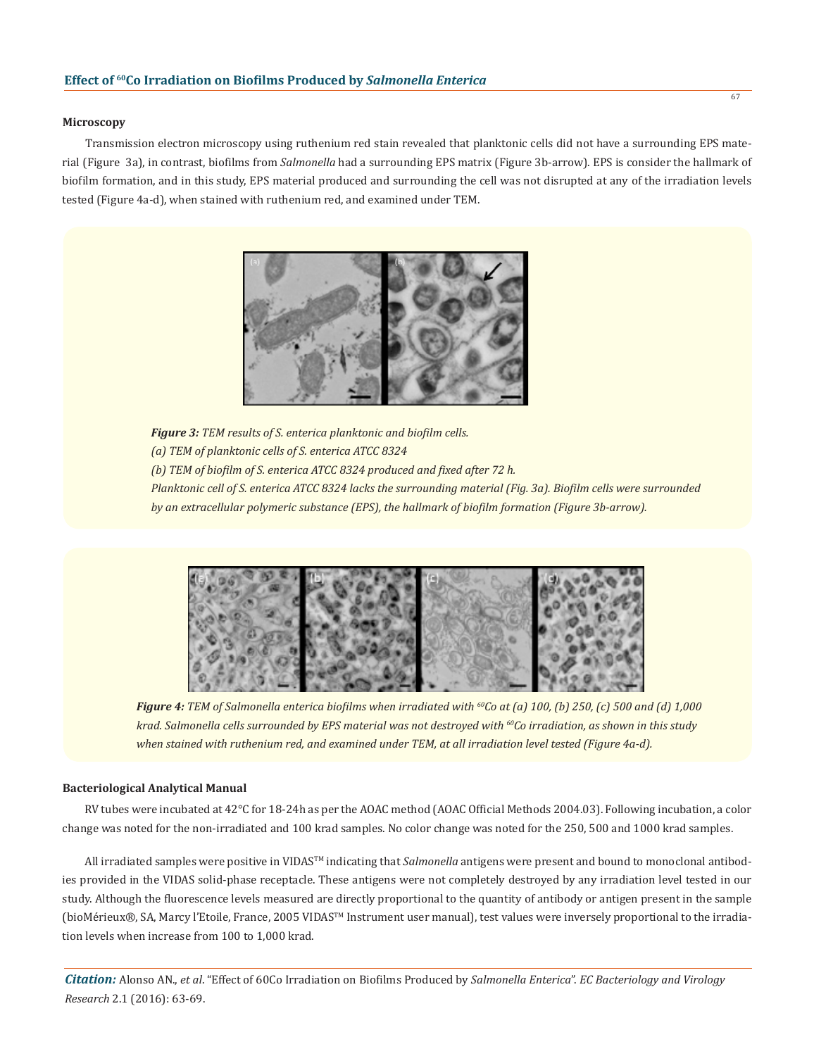### Microscopy

Transmission electron microscopy using ruthenium red stain revealed that planktonic cells did not have a surrounding EPS material (Figure 3a), in contrast, biofilms from *Salmonella* had a surrounding EPS matrix (Figure 3b-arrow). EPS is consider the hallmark of biofilm formation, and in this study, EPS material produced and surrounding the cell was not disrupted at any of the irradiation levels tested (Figure 4a-d), when stained with ruthenium red, and examined under TEM.

***Figure 3:*** *TEM results of S. enterica planktonic and biofilm cells.*
*(a) TEM of planktonic cells of S. enterica ATCC 8324*
*(b) TEM of biofilm of S. enterica ATCC 8324 produced and fixed after 72 h.*
*Planktonic cell of S. enterica ATCC 8324 lacks the surrounding material (Fig. 3a). Biofilm cells were surrounded by an extracellular polymeric substance (EPS), the hallmark of biofilm formation (Figure 3b-arrow).*

***Figure 4:*** *TEM of Salmonella enterica biofilms when irradiated with $^{60}$Co at (a) 100, (b) 250, (c) 500 and (d) 1,000 krad. Salmonella cells surrounded by EPS material was not destroyed with $^{60}$Co irradiation, as shown in this study when stained with ruthenium red, and examined under TEM, at all irradiation level tested (Figure 4a-d).*

### Bacteriological Analytical Manual

RV tubes were incubated at 42°C for 18-24h as per the AOAC method (AOAC Official Methods 2004.03). Following incubation, a color change was noted for the non-irradiated and 100 krad samples. No color change was noted for the 250, 500 and 1000 krad samples.

All irradiated samples were positive in VIDAS™ indicating that *Salmonella* antigens were present and bound to monoclonal antibodies provided in the VIDAS solid-phase receptacle. These antigens were not completely destroyed by any irradiation level tested in our study. Although the fluorescence levels measured are directly proportional to the quantity of antibody or antigen present in the sample (bioMérieux®, SA, Marcy l'Etoile, France, 2005 VIDAS™ Instrument user manual), test values were inversely proportional to the irradiation levels when increase from 100 to 1,000 krad.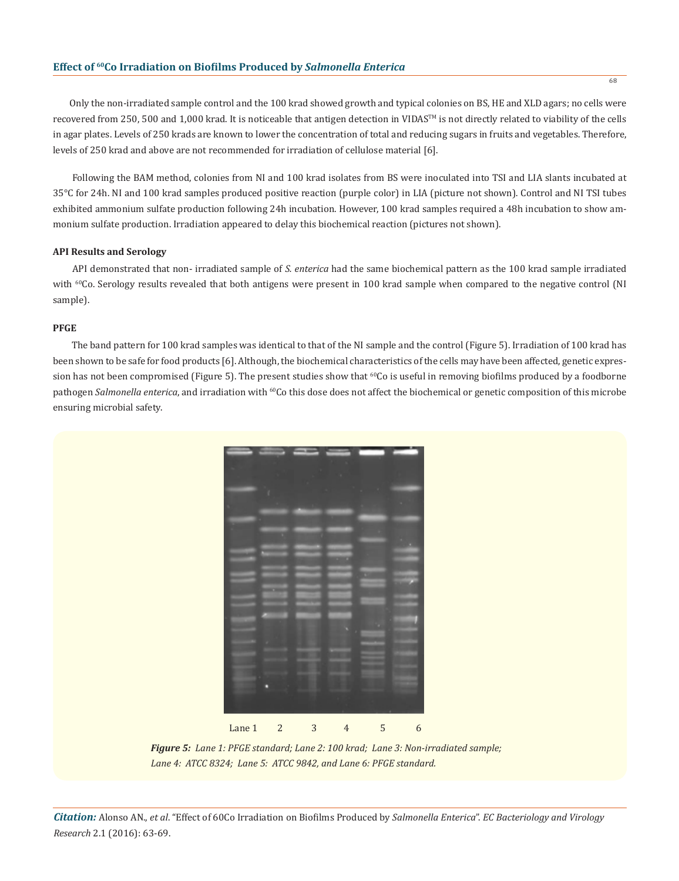Only the non-irradiated sample control and the 100 krad showed growth and typical colonies on BS, HE and XLD agars; no cells were recovered from 250, 500 and 1,000 krad. It is noticeable that antigen detection in VIDAS™ is not directly related to viability of the cells in agar plates. Levels of 250 krads are known to lower the concentration of total and reducing sugars in fruits and vegetables. Therefore, levels of 250 krad and above are not recommended for irradiation of cellulose material [6].

Following the BAM method, colonies from NI and 100 krad isolates from BS were inoculated into TSI and LIA slants incubated at 35°C for 24h. NI and 100 krad samples produced positive reaction (purple color) in LIA (picture not shown). Control and NI TSI tubes exhibited ammonium sulfate production following 24h incubation. However, 100 krad samples required a 48h incubation to show ammonium sulfate production. Irradiation appeared to delay this biochemical reaction (pictures not shown).

#### API Results and Serology

API demonstrated that non- irradiated sample of *S. enterica* had the same biochemical pattern as the 100 krad sample irradiated with $^{60}$Co. Serology results revealed that both antigens were present in 100 krad sample when compared to the negative control (NI sample).

#### PFGE

The band pattern for 100 krad samples was identical to that of the NI sample and the control (Figure 5). Irradiation of 100 krad has been shown to be safe for food products [6]. Although, the biochemical characteristics of the cells may have been affected, genetic expression has not been compromised (Figure 5). The present studies show that $^{60}$Co is useful in removing biofilms produced by a foodborne pathogen *Salmonella enterica*, and irradiation with $^{60}$Co this dose does not affect the biochemical or genetic composition of this microbe ensuring microbial safety.

Lane 1 2 3 4 5 6

***Figure 5:*** *Lane 1: PFGE standard; Lane 2: 100 krad; Lane 3: Non-irradiated sample; Lane 4: ATCC 8324; Lane 5: ATCC 9842, and Lane 6: PFGE standard.*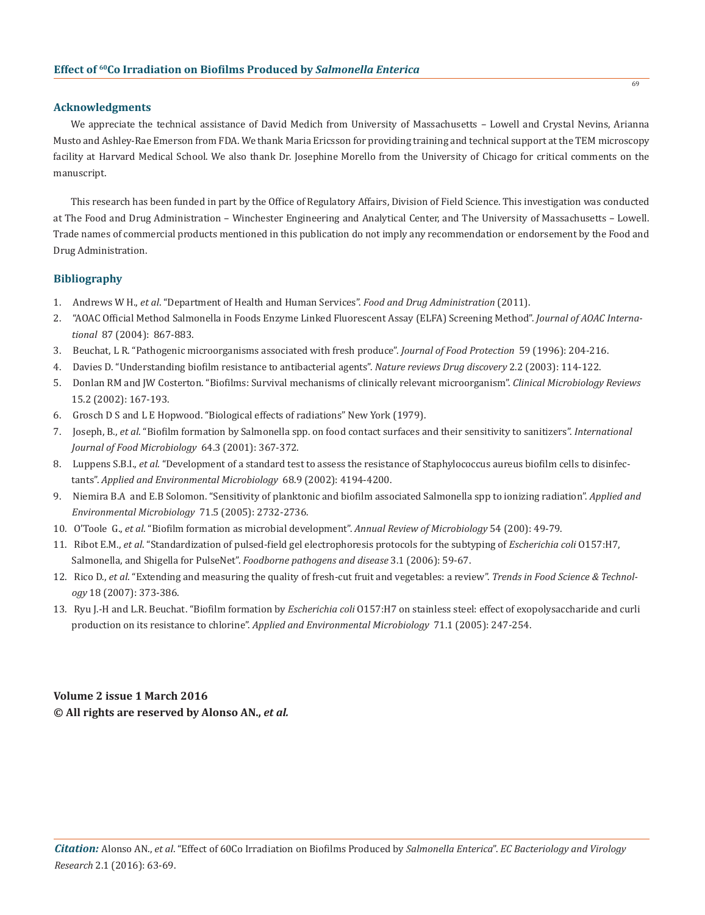## Acknowledgments

We appreciate the technical assistance of David Medich from University of Massachusetts – Lowell and Crystal Nevins, Arianna Musto and Ashley-Rae Emerson from FDA. We thank Maria Ericsson for providing training and technical support at the TEM microscopy facility at Harvard Medical School. We also thank Dr. Josephine Morello from the University of Chicago for critical comments on the manuscript.

This research has been funded in part by the Office of Regulatory Affairs, Division of Field Science. This investigation was conducted at The Food and Drug Administration – Winchester Engineering and Analytical Center, and The University of Massachusetts – Lowell. Trade names of commercial products mentioned in this publication do not imply any recommendation or endorsement by the Food and Drug Administration.

## Bibliography

1. Andrews W H., *et al*. "Department of Health and Human Services". *Food and Drug Administration* (2011).
2. "AOAC Official Method Salmonella in Foods Enzyme Linked Fluorescent Assay (ELFA) Screening Method". *Journal of AOAC International* 87 (2004): 867-883.
3. Beuchat, L R. "Pathogenic microorganisms associated with fresh produce". *Journal of Food Protection* 59 (1996): 204-216.
4. Davies D. "Understanding biofilm resistance to antibacterial agents". *Nature reviews Drug discovery* 2.2 (2003): 114-122.
5. Donlan RM and JW Costerton. "Biofilms: Survival mechanisms of clinically relevant microorganism". *Clinical Microbiology Reviews* 15.2 (2002): 167-193.
6. Grosch D S and L E Hopwood. "Biological effects of radiations" New York (1979).
7. Joseph, B., *et al*. "Biofilm formation by Salmonella spp. on food contact surfaces and their sensitivity to sanitizers". *International Journal of Food Microbiology* 64.3 (2001): 367-372.
8. Luppens S.B.I., *et al*. "Development of a standard test to assess the resistance of Staphylococcus aureus biofilm cells to disinfectants". *Applied and Environmental Microbiology* 68.9 (2002): 4194-4200.
9. Niemira B.A and E.B Solomon. "Sensitivity of planktonic and biofilm associated Salmonella spp to ionizing radiation". *Applied and Environmental Microbiology* 71.5 (2005): 2732-2736.
10. O'Toole G., *et al*. "Biofilm formation as microbial development". *Annual Review of Microbiology* 54 (200): 49-79.
11. Ribot E.M., *et al*. "Standardization of pulsed-field gel electrophoresis protocols for the subtyping of *Escherichia coli* O157:H7, Salmonella, and Shigella for PulseNet". *Foodborne pathogens and disease* 3.1 (2006): 59-67.
12. Rico D., *et al*. "Extending and measuring the quality of fresh-cut fruit and vegetables: a review". *Trends in Food Science & Technology* 18 (2007): 373-386.
13. Ryu J.-H and L.R. Beuchat. "Biofilm formation by *Escherichia coli* O157:H7 on stainless steel: effect of exopolysaccharide and curli production on its resistance to chlorine". *Applied and Environmental Microbiology* 71.1 (2005): 247-254.

**Volume 2 issue 1 March 2016**
**© All rights are reserved by Alonso AN., *et al.***